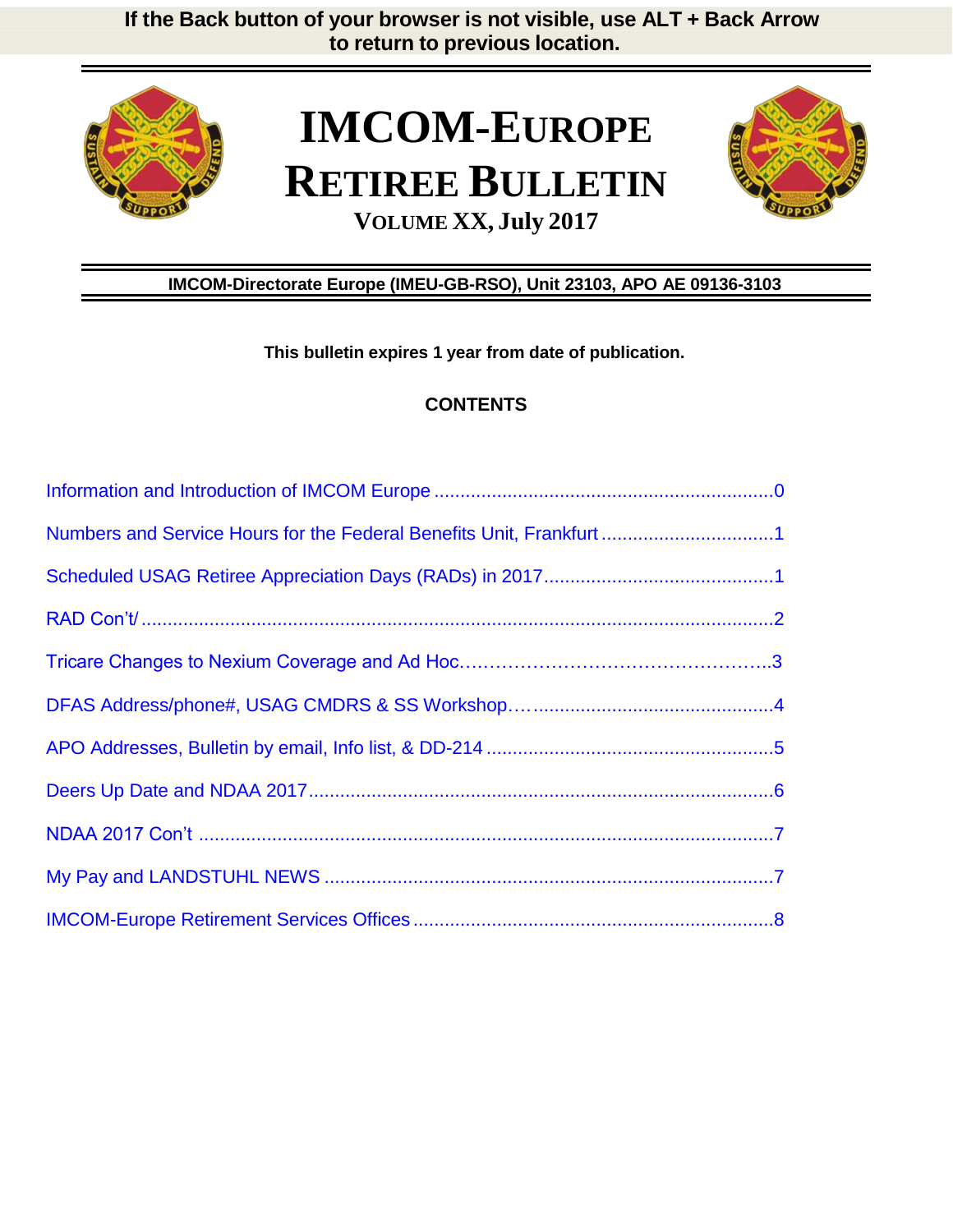**If the Back button of your browser is not visible, use ALT + Back Arrow to return to previous location.**

# IMCOM-EUROPE RETIREE BULLETIN

**VOLUME XX, July 2017**

**IMCOM-Directorate Europe (IMEU-GB-RSO), Unit 23103, APO AE 09136-3103**

**This bulletin expires 1 year from date of publication.**

## CONTENTS

Information and Introduction of IMCOM Europe ....................................................................0

Numbers and Service Hours for the Federal Benefits Unit, Frankfurt ....................................1

Scheduled USAG Retiree Appreciation Days (RADs) in 2017..............................................1

RAD Con't/ ...........................................................................................................................2

Tricare Changes to Nexium Coverage and Ad Hoc.…………………………………………..3

DFAS Address/phone#, USAG CMDRS & SS Workshop.…...............................................4

APO Addresses, Bulletin by email, Info list, & DD-214 .......................................................5

Deers Up Date and NDAA 2017..........................................................................................6

NDAA 2017 Con't ................................................................................................................7

My Pay and LANDSTUHL NEWS ........................................................................................7

IMCOM-Europe Retirement Services Offices .......................................................................8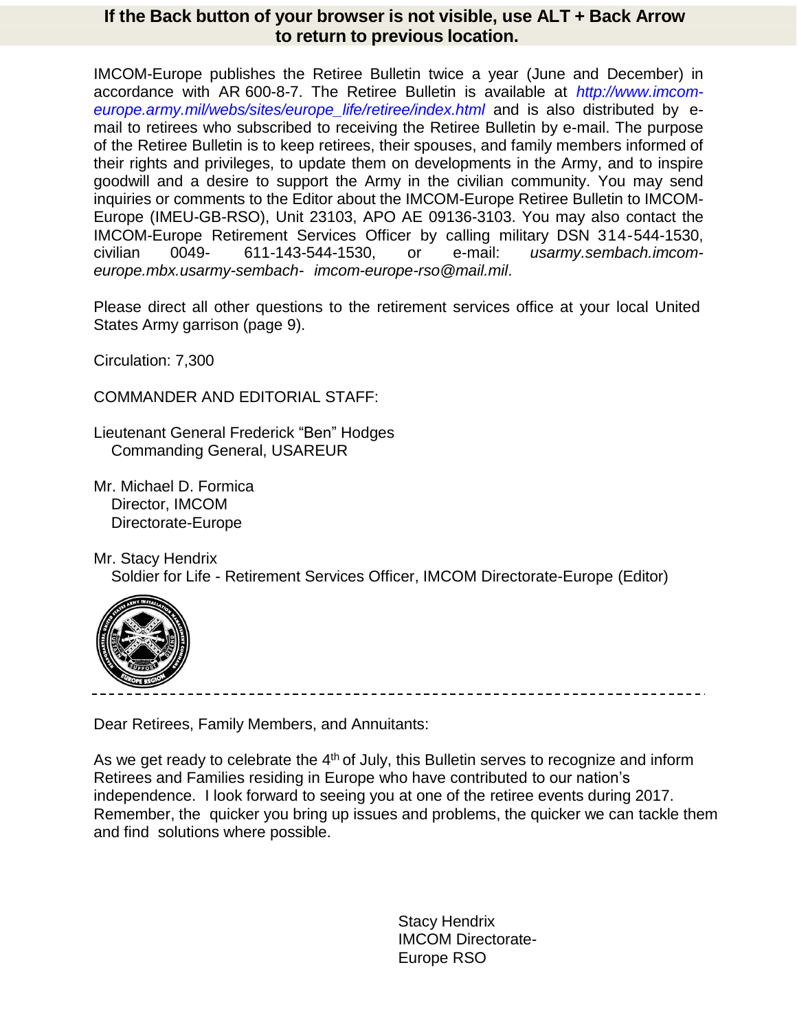**If the Back button of your browser is not visible, use ALT + Back Arrow to return to previous location.**

IMCOM-Europe publishes the Retiree Bulletin twice a year (June and December) in accordance with AR 600-8-7. The Retiree Bulletin is available at *http://www.imcom-europe.army.mil/webs/sites/europe_life/retiree/index.html* and is also distributed by e-mail to retirees who subscribed to receiving the Retiree Bulletin by e-mail. The purpose of the Retiree Bulletin is to keep retirees, their spouses, and family members informed of their rights and privileges, to update them on developments in the Army, and to inspire goodwill and a desire to support the Army in the civilian community. You may send inquiries or comments to the Editor about the IMCOM-Europe Retiree Bulletin to IMCOM-Europe (IMEU-GB-RSO), Unit 23103, APO AE 09136-3103. You may also contact the IMCOM-Europe Retirement Services Officer by calling military DSN 314-544-1530, civilian 0049-611-143-544-1530, or e-mail: *usarmy.sembach.imcom-europe.mbx.usarmy-sembach-imcom-europe-rso@mail.mil*.

Please direct all other questions to the retirement services office at your local United States Army garrison (page 9).

Circulation: 7,300

COMMANDER AND EDITORIAL STAFF:

Lieutenant General Frederick “Ben” Hodges
Commanding General, USAREUR

Mr. Michael D. Formica
Director, IMCOM
Directorate-Europe

Mr. Stacy Hendrix
Soldier for Life - Retirement Services Officer, IMCOM Directorate-Europe (Editor)

---

Dear Retirees, Family Members, and Annuitants:

As we get ready to celebrate the 4th of July, this Bulletin serves to recognize and inform Retirees and Families residing in Europe who have contributed to our nation’s independence. I look forward to seeing you at one of the retiree events during 2017. Remember, the quicker you bring up issues and problems, the quicker we can tackle them and find solutions where possible.

Stacy Hendrix
IMCOM Directorate-Europe RSO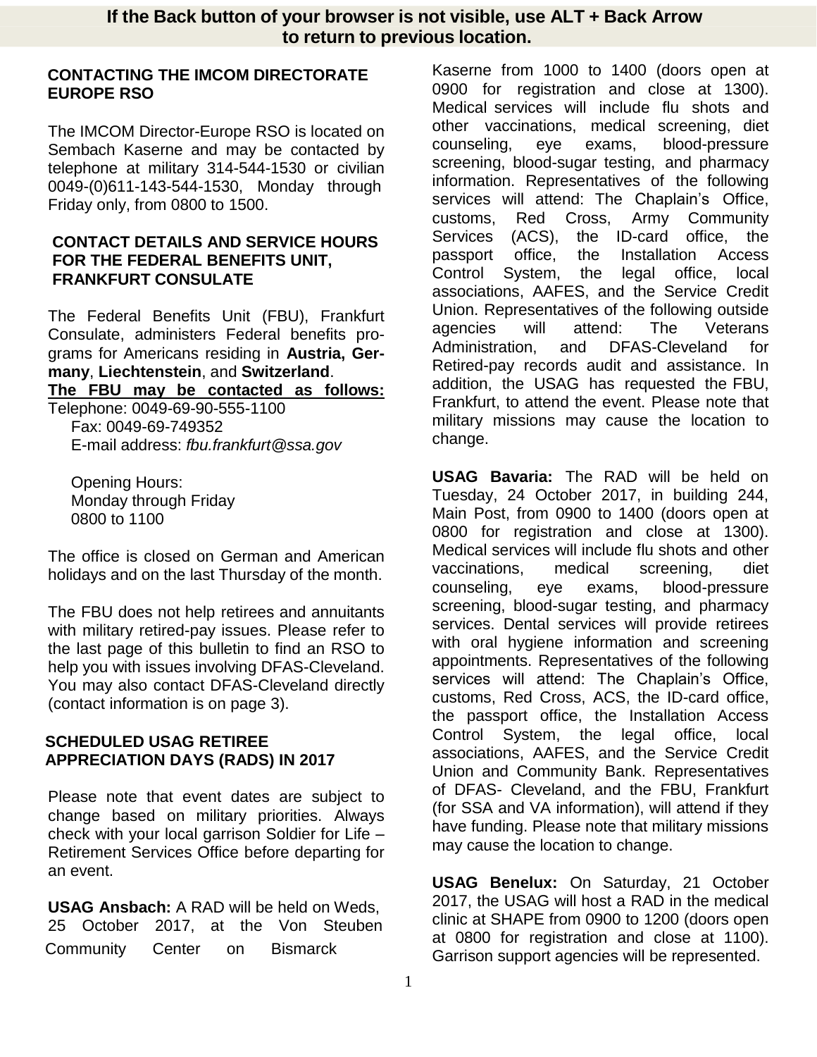**If the Back button of your browser is not visible, use ALT + Back Arrow to return to previous location.**

## CONTACTING THE IMCOM DIRECTORATE EUROPE RSO

The IMCOM Director-Europe RSO is located on Sembach Kaserne and may be contacted by telephone at military 314-544-1530 or civilian 0049-(0)611-143-544-1530, Monday through Friday only, from 0800 to 1500.

## CONTACT DETAILS AND SERVICE HOURS FOR THE FEDERAL BENEFITS UNIT, FRANKFURT CONSULATE

The Federal Benefits Unit (FBU), Frankfurt Consulate, administers Federal benefits programs for Americans residing in **Austria, Germany**, **Liechtenstein**, and **Switzerland**.

**The FBU may be contacted as follows:**

Telephone: 0049-69-90-555-1100
Fax: 0049-69-749352
E-mail address: *fbu.frankfurt@ssa.gov*

Opening Hours:
Monday through Friday
0800 to 1100

The office is closed on German and American holidays and on the last Thursday of the month.

The FBU does not help retirees and annuitants with military retired-pay issues. Please refer to the last page of this bulletin to find an RSO to help you with issues involving DFAS-Cleveland. You may also contact DFAS-Cleveland directly (contact information is on page 3).

## SCHEDULED USAG RETIREE APPRECIATION DAYS (RADS) IN 2017

Please note that event dates are subject to change based on military priorities. Always check with your local garrison Soldier for Life – Retirement Services Office before departing for an event.

**USAG Ansbach:** A RAD will be held on Weds, 25 October 2017, at the Von Steuben Community Center on Bismarck Kaserne from 1000 to 1400 (doors open at 0900 for registration and close at 1300). Medical services will include flu shots and other vaccinations, medical screening, diet counseling, eye exams, blood-pressure screening, blood-sugar testing, and pharmacy information. Representatives of the following services will attend: The Chaplain's Office, customs, Red Cross, Army Community Services (ACS), the ID-card office, the passport office, the Installation Access Control System, the legal office, local associations, AAFES, and the Service Credit Union. Representatives of the following outside agencies will attend: The Veterans Administration, and DFAS-Cleveland for Retired-pay records audit and assistance. In addition, the USAG has requested the FBU, Frankfurt, to attend the event. Please note that military missions may cause the location to change.

**USAG Bavaria:** The RAD will be held on Tuesday, 24 October 2017, in building 244, Main Post, from 0900 to 1400 (doors open at 0800 for registration and close at 1300). Medical services will include flu shots and other vaccinations, medical screening, diet counseling, eye exams, blood-pressure screening, blood-sugar testing, and pharmacy services. Dental services will provide retirees with oral hygiene information and screening appointments. Representatives of the following services will attend: The Chaplain's Office, customs, Red Cross, ACS, the ID-card office, the passport office, the Installation Access Control System, the legal office, local associations, AAFES, and the Service Credit Union and Community Bank. Representatives of DFAS- Cleveland, and the FBU, Frankfurt (for SSA and VA information), will attend if they have funding. Please note that military missions may cause the location to change.

**USAG Benelux:** On Saturday, 21 October 2017, the USAG will host a RAD in the medical clinic at SHAPE from 0900 to 1200 (doors open at 0800 for registration and close at 1100). Garrison support agencies will be represented.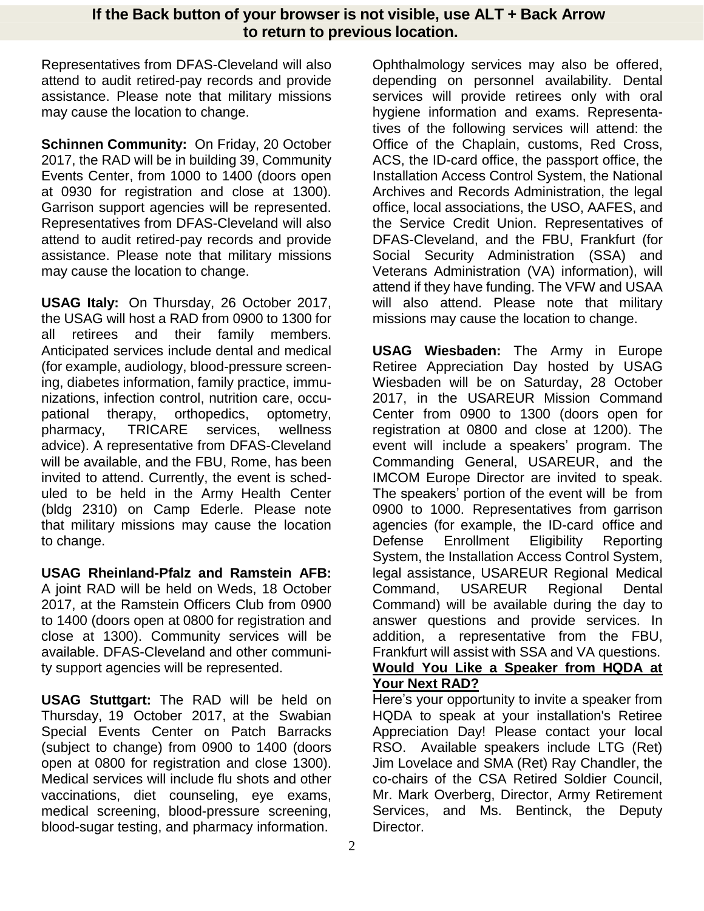**If the Back button of your browser is not visible, use ALT + Back Arrow to return to previous location.**

Representatives from DFAS-Cleveland will also attend to audit retired-pay records and provide assistance. Please note that military missions may cause the location to change.

**Schinnen Community:** On Friday, 20 October 2017, the RAD will be in building 39, Community Events Center, from 1000 to 1400 (doors open at 0930 for registration and close at 1300). Garrison support agencies will be represented. Representatives from DFAS-Cleveland will also attend to audit retired-pay records and provide assistance. Please note that military missions may cause the location to change.

**USAG Italy:** On Thursday, 26 October 2017, the USAG will host a RAD from 0900 to 1300 for all retirees and their family members. Anticipated services include dental and medical (for example, audiology, blood-pressure screening, diabetes information, family practice, immunizations, infection control, nutrition care, occupational therapy, orthopedics, optometry, pharmacy, TRICARE services, wellness advice). A representative from DFAS-Cleveland will be available, and the FBU, Rome, has been invited to attend. Currently, the event is scheduled to be held in the Army Health Center (bldg 2310) on Camp Ederle. Please note that military missions may cause the location to change.

**USAG Rheinland-Pfalz and Ramstein AFB:** A joint RAD will be held on Weds, 18 October 2017, at the Ramstein Officers Club from 0900 to 1400 (doors open at 0800 for registration and close at 1300). Community services will be available. DFAS-Cleveland and other community support agencies will be represented.

**USAG Stuttgart:** The RAD will be held on Thursday, 19 October 2017, at the Swabian Special Events Center on Patch Barracks (subject to change) from 0900 to 1400 (doors open at 0800 for registration and close 1300). Medical services will include flu shots and other vaccinations, diet counseling, eye exams, medical screening, blood-pressure screening, blood-sugar testing, and pharmacy information. Ophthalmology services may also be offered, depending on personnel availability. Dental services will provide retirees only with oral hygiene information and exams. Representatives of the following services will attend: the Office of the Chaplain, customs, Red Cross, ACS, the ID-card office, the passport office, the Installation Access Control System, the National Archives and Records Administration, the legal office, local associations, the USO, AAFES, and the Service Credit Union. Representatives of DFAS-Cleveland, and the FBU, Frankfurt (for Social Security Administration (SSA) and Veterans Administration (VA) information), will attend if they have funding. The VFW and USAA will also attend. Please note that military missions may cause the location to change.

**USAG Wiesbaden:** The Army in Europe Retiree Appreciation Day hosted by USAG Wiesbaden will be on Saturday, 28 October 2017, in the USAREUR Mission Command Center from 0900 to 1300 (doors open for registration at 0800 and close at 1200). The event will include a speakers' program. The Commanding General, USAREUR, and the IMCOM Europe Director are invited to speak. The speakers' portion of the event will be from 0900 to 1000. Representatives from garrison agencies (for example, the ID-card office and Defense Enrollment Eligibility Reporting System, the Installation Access Control System, legal assistance, USAREUR Regional Medical Command, USAREUR Regional Dental Command) will be available during the day to answer questions and provide services. In addition, a representative from the FBU, Frankfurt will assist with SSA and VA questions.

**Would You Like a Speaker from HQDA at Your Next RAD?**

Here's your opportunity to invite a speaker from HQDA to speak at your installation's Retiree Appreciation Day! Please contact your local RSO. Available speakers include LTG (Ret) Jim Lovelace and SMA (Ret) Ray Chandler, the co-chairs of the CSA Retired Soldier Council, Mr. Mark Overberg, Director, Army Retirement Services, and Ms. Bentinck, the Deputy Director.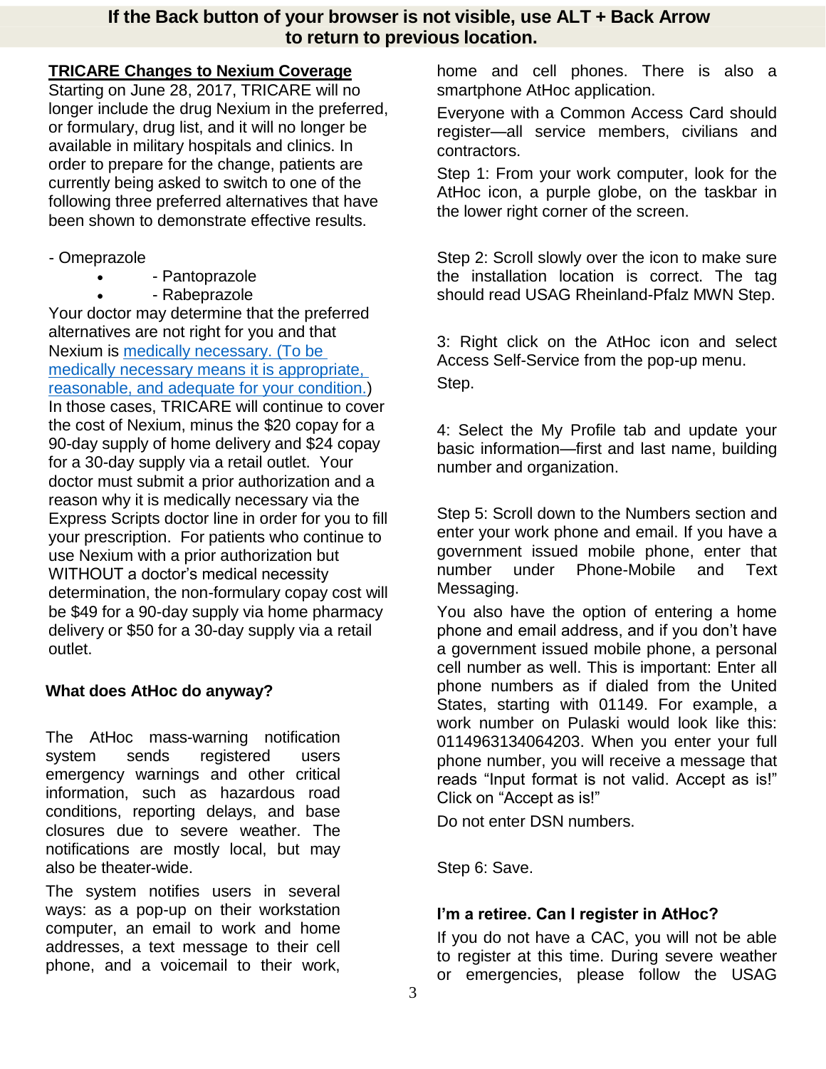**If the Back button of your browser is not visible, use ALT + Back Arrow to return to previous location.**

## TRICARE Changes to Nexium Coverage

Starting on June 28, 2017, TRICARE will no longer include the drug Nexium in the preferred, or formulary, drug list, and it will no longer be available in military hospitals and clinics. In order to prepare for the change, patients are currently being asked to switch to one of the following three preferred alternatives that have been shown to demonstrate effective results.

- Omeprazole
- Pantoprazole
- Rabeprazole

Your doctor may determine that the preferred alternatives are not right for you and that Nexium is medically necessary. (To be medically necessary means it is appropriate, reasonable, and adequate for your condition.) In those cases, TRICARE will continue to cover the cost of Nexium, minus the $20 copay for a 90-day supply of home delivery and $24 copay for a 30-day supply via a retail outlet. Your doctor must submit a prior authorization and a reason why it is medically necessary via the Express Scripts doctor line in order for you to fill your prescription. For patients who continue to use Nexium with a prior authorization but WITHOUT a doctor's medical necessity determination, the non-formulary copay cost will be $49 for a 90-day supply via home pharmacy delivery or $50 for a 30-day supply via a retail outlet.

### What does AtHoc do anyway?

The AtHoc mass-warning notification system sends registered users emergency warnings and other critical information, such as hazardous road conditions, reporting delays, and base closures due to severe weather. The notifications are mostly local, but may also be theater-wide.

The system notifies users in several ways: as a pop-up on their workstation computer, an email to work and home addresses, a text message to their cell phone, and a voicemail to their work, home and cell phones. There is also a smartphone AtHoc application.

Everyone with a Common Access Card should register—all service members, civilians and contractors.

Step 1: From your work computer, look for the AtHoc icon, a purple globe, on the taskbar in the lower right corner of the screen.

Step 2: Scroll slowly over the icon to make sure the installation location is correct. The tag should read USAG Rheinland-Pfalz MWN Step.

3: Right click on the AtHoc icon and select Access Self-Service from the pop-up menu.

Step.

4: Select the My Profile tab and update your basic information—first and last name, building number and organization.

Step 5: Scroll down to the Numbers section and enter your work phone and email. If you have a government issued mobile phone, enter that number under Phone-Mobile and Text Messaging.

You also have the option of entering a home phone and email address, and if you don't have a government issued mobile phone, a personal cell number as well. This is important: Enter all phone numbers as if dialed from the United States, starting with 01149. For example, a work number on Pulaski would look like this: 0114963134064203. When you enter your full phone number, you will receive a message that reads "Input format is not valid. Accept as is!" Click on "Accept as is!"

Do not enter DSN numbers.

Step 6: Save.

### I'm a retiree. Can I register in AtHoc?

If you do not have a CAC, you will not be able to register at this time. During severe weather or emergencies, please follow the USAG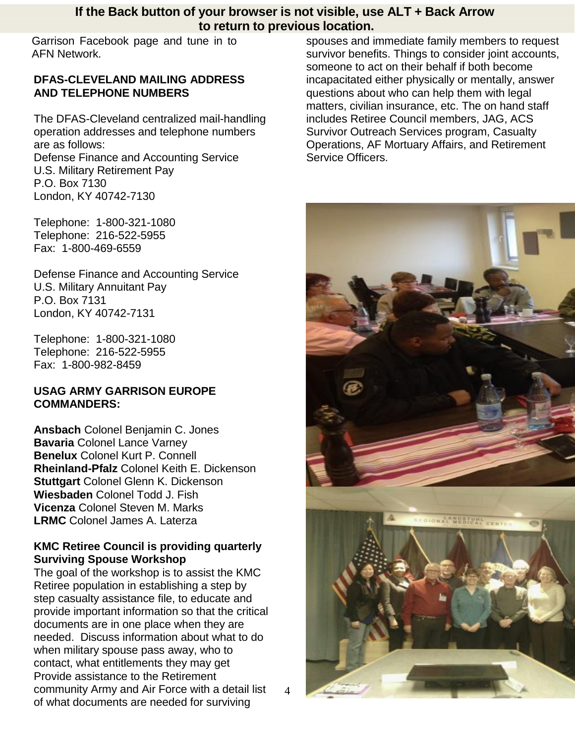**If the Back button of your browser is not visible, use ALT + Back Arrow to return to previous location.**

Garrison Facebook page and tune in to AFN Network.

### DFAS-CLEVELAND MAILING ADDRESS AND TELEPHONE NUMBERS

The DFAS-Cleveland centralized mail-handling operation addresses and telephone numbers are as follows:
Defense Finance and Accounting Service
U.S. Military Retirement Pay
P.O. Box 7130
London, KY 40742-7130

Telephone: 1-800-321-1080
Telephone: 216-522-5955
Fax: 1-800-469-6559

Defense Finance and Accounting Service
U.S. Military Annuitant Pay
P.O. Box 7131
London, KY 40742-7131

Telephone: 1-800-321-1080
Telephone: 216-522-5955
Fax: 1-800-982-8459

### USAG ARMY GARRISON EUROPE COMMANDERS:

**Ansbach** Colonel Benjamin C. Jones
**Bavaria** Colonel Lance Varney
**Benelux** Colonel Kurt P. Connell
**Rheinland-Pfalz** Colonel Keith E. Dickenson
**Stuttgart** Colonel Glenn K. Dickenson
**Wiesbaden** Colonel Todd J. Fish
**Vicenza** Colonel Steven M. Marks
**LRMC** Colonel James A. Laterza

### KMC Retiree Council is providing quarterly Surviving Spouse Workshop

The goal of the workshop is to assist the KMC Retiree population in establishing a step by step casualty assistance file, to educate and provide important information so that the critical documents are in one place when they are needed. Discuss information about what to do when military spouse pass away, who to contact, what entitlements they may get Provide assistance to the Retirement community Army and Air Force with a detail list of what documents are needed for surviving spouses and immediate family members to request survivor benefits. Things to consider joint accounts, someone to act on their behalf if both become incapacitated either physically or mentally, answer questions about who can help them with legal matters, civilian insurance, etc. The on hand staff includes Retiree Council members, JAG, ACS Survivor Outreach Services program, Casualty Operations, AF Mortuary Affairs, and Retirement Service Officers.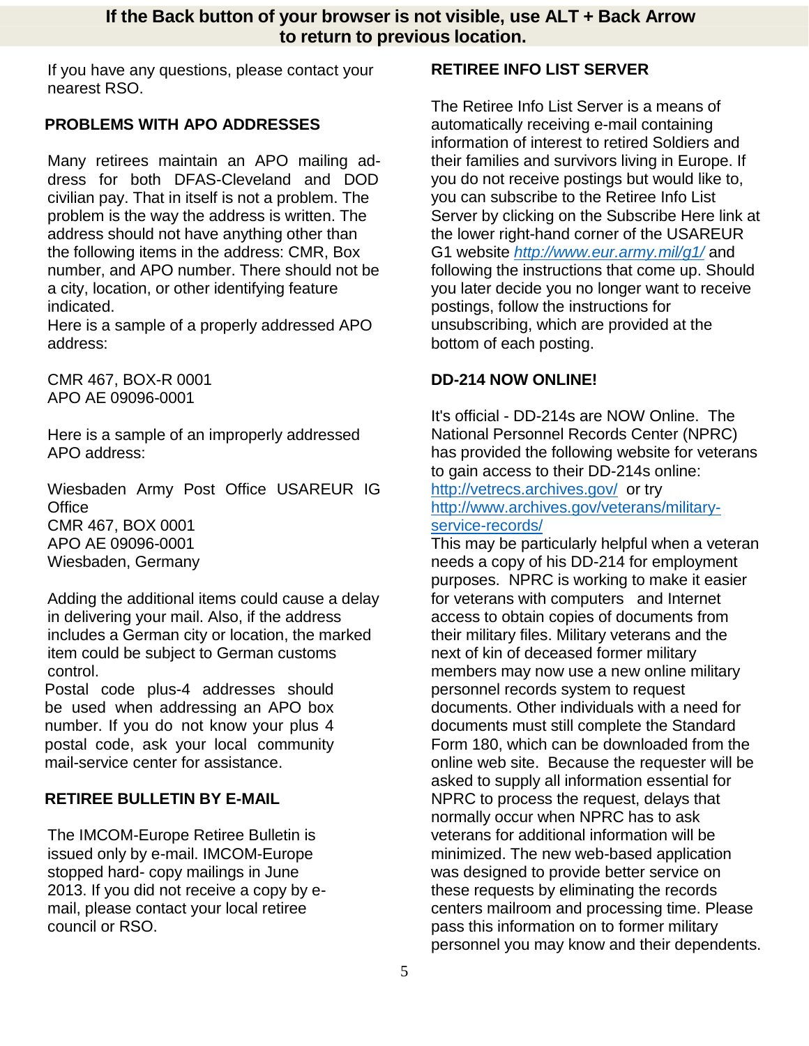If the Back button of your browser is not visible, use ALT + Back Arrow to return to previous location.

If you have any questions, please contact your nearest RSO.

## PROBLEMS WITH APO ADDRESSES

Many retirees maintain an APO mailing address for both DFAS-Cleveland and DOD civilian pay. That in itself is not a problem. The problem is the way the address is written. The address should not have anything other than the following items in the address: CMR, Box number, and APO number. There should not be a city, location, or other identifying feature indicated.

Here is a sample of a properly addressed APO address:

CMR 467, BOX-R 0001
APO AE 09096-0001

Here is a sample of an improperly addressed APO address:

Wiesbaden Army Post Office USAREUR IG Office
CMR 467, BOX 0001
APO AE 09096-0001
Wiesbaden, Germany

Adding the additional items could cause a delay in delivering your mail. Also, if the address includes a German city or location, the marked item could be subject to German customs control.

Postal code plus-4 addresses should be used when addressing an APO box number. If you do not know your plus 4 postal code, ask your local community mail-service center for assistance.

## RETIREE BULLETIN BY E-MAIL

The IMCOM-Europe Retiree Bulletin is issued only by e-mail. IMCOM-Europe stopped hard- copy mailings in June 2013. If you did not receive a copy by e-mail, please contact your local retiree council or RSO.

## RETIREE INFO LIST SERVER

The Retiree Info List Server is a means of automatically receiving e-mail containing information of interest to retired Soldiers and their families and survivors living in Europe. If you do not receive postings but would like to, you can subscribe to the Retiree Info List Server by clicking on the Subscribe Here link at the lower right-hand corner of the USAREUR G1 website *http://www.eur.army.mil/g1/* and following the instructions that come up. Should you later decide you no longer want to receive postings, follow the instructions for unsubscribing, which are provided at the bottom of each posting.

## DD-214 NOW ONLINE!

It's official - DD-214s are NOW Online. The National Personnel Records Center (NPRC) has provided the following website for veterans to gain access to their DD-214s online: http://vetrecs.archives.gov/ or try http://www.archives.gov/veterans/military-service-records/

This may be particularly helpful when a veteran needs a copy of his DD-214 for employment purposes. NPRC is working to make it easier for veterans with computers and Internet access to obtain copies of documents from their military files. Military veterans and the next of kin of deceased former military members may now use a new online military personnel records system to request documents. Other individuals with a need for documents must still complete the Standard Form 180, which can be downloaded from the online web site. Because the requester will be asked to supply all information essential for NPRC to process the request, delays that normally occur when NPRC has to ask veterans for additional information will be minimized. The new web-based application was designed to provide better service on these requests by eliminating the records centers mailroom and processing time. Please pass this information on to former military personnel you may know and their dependents.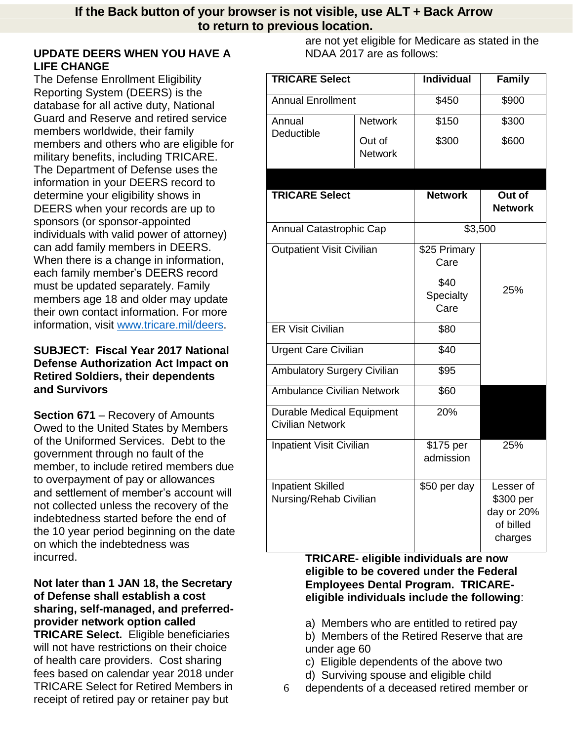**If the Back button of your browser is not visible, use ALT + Back Arrow to return to previous location.**

**UPDATE DEERS WHEN YOU HAVE A LIFE CHANGE**

The Defense Enrollment Eligibility Reporting System (DEERS) is the database for all active duty, National Guard and Reserve and retired service members worldwide, their family members and others who are eligible for military benefits, including TRICARE. The Department of Defense uses the information in your DEERS record to determine your eligibility shows in DEERS when your records are up to sponsors (or sponsor-appointed individuals with valid power of attorney) can add family members in DEERS. When there is a change in information, each family member's DEERS record must be updated separately. Family members age 18 and older may update their own contact information. For more information, visit [www.tricare.mil/deers](www.tricare.mil/deers).

**SUBJECT: Fiscal Year 2017 National Defense Authorization Act Impact on Retired Soldiers, their dependents and Survivors**

**Section 671** – Recovery of Amounts Owed to the United States by Members of the Uniformed Services. Debt to the government through no fault of the member, to include retired members due to overpayment of pay or allowances and settlement of member's account will not collected unless the recovery of the indebtedness started before the end of the 10 year period beginning on the date on which the indebtedness was incurred.

**Not later than 1 JAN 18, the Secretary of Defense shall establish a cost sharing, self-managed, and preferred-provider network option called TRICARE Select.** Eligible beneficiaries will not have restrictions on their choice of health care providers. Cost sharing fees based on calendar year 2018 under TRICARE Select for Retired Members in receipt of retired pay or retainer pay but are not yet eligible for Medicare as stated in the NDAA 2017 are as follows:

| TRICARE Select | | Individual | Family |
|---|---|---|---|
| Annual Enrollment | | $450 | $900 |
| Annual Deductible | Network | $150 | $300 |
| | Out of Network | $300 | $600 |

| TRICARE Select | Network | Out of Network |
|---|---|---|
| Annual Catastrophic Cap | $3,500 | |
| Outpatient Visit Civilian | $25 Primary Care<br>$40 Specialty Care | 25% |
| ER Visit Civilian | $80 | |
| Urgent Care Civilian | $40 | |
| Ambulatory Surgery Civilian | $95 | |
| Ambulance Civilian Network | $60 | |
| Durable Medical Equipment Civilian Network | 20% | |
| Inpatient Visit Civilian | $175 per admission | 25% |
| Inpatient Skilled Nursing/Rehab Civilian | $50 per day | Lesser of $300 per day or 20% of billed charges |

**TRICARE- eligible individuals are now eligible to be covered under the Federal Employees Dental Program. TRICARE-eligible individuals include the following**:

a) Members who are entitled to retired pay
b) Members of the Retired Reserve that are under age 60
c) Eligible dependents of the above two
d) Surviving spouse and eligible child dependents of a deceased retired member or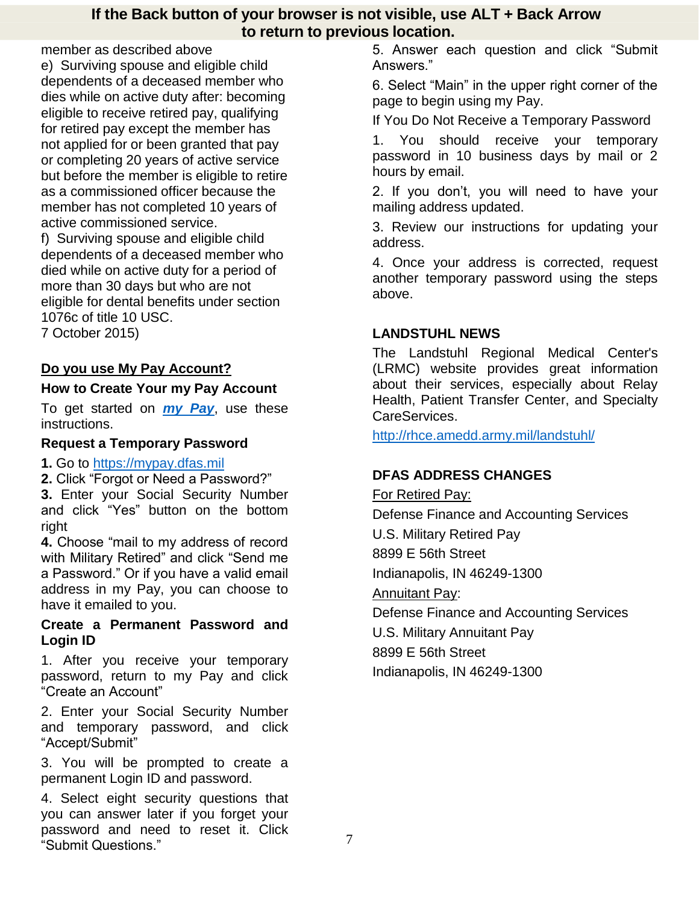member as described above

e) Surviving spouse and eligible child dependents of a deceased member who dies while on active duty after: becoming eligible to receive retired pay, qualifying for retired pay except the member has not applied for or been granted that pay or completing 20 years of active service but before the member is eligible to retire as a commissioned officer because the member has not completed 10 years of active commissioned service.

f) Surviving spouse and eligible child dependents of a deceased member who died while on active duty for a period of more than 30 days but who are not eligible for dental benefits under section 1076c of title 10 USC.

7 October 2015)

## Do you use My Pay Account?

### How to Create Your my Pay Account

To get started on ***my Pay***, use these instructions.

### Request a Temporary Password

**1.** Go to https://mypay.dfas.mil

**2.** Click “Forgot or Need a Password?”

**3.** Enter your Social Security Number and click “Yes” button on the bottom right

**4.** Choose “mail to my address of record with Military Retired” and click “Send me a Password.” Or if you have a valid email address in my Pay, you can choose to have it emailed to you.

### Create a Permanent Password and Login ID

1. After you receive your temporary password, return to my Pay and click “Create an Account”
2. Enter your Social Security Number and temporary password, and click “Accept/Submit”
3. You will be prompted to create a permanent Login ID and password.
4. Select eight security questions that you can answer later if you forget your password and need to reset it. Click “Submit Questions.”
5. Answer each question and click “Submit Answers.”
6. Select “Main” in the upper right corner of the page to begin using my Pay.

If You Do Not Receive a Temporary Password

1. You should receive your temporary password in 10 business days by mail or 2 hours by email.
2. If you don’t, you will need to have your mailing address updated.
3. Review our instructions for updating your address.
4. Once your address is corrected, request another temporary password using the steps above.

## LANDSTUHL NEWS

The Landstuhl Regional Medical Center's (LRMC) website provides great information about their services, especially about Relay Health, Patient Transfer Center, and Specialty CareServices.

http://rhce.amedd.army.mil/landstuhl/

## DFAS ADDRESS CHANGES

For Retired Pay:

Defense Finance and Accounting Services
U.S. Military Retired Pay
8899 E 56th Street
Indianapolis, IN 46249-1300

Annuitant Pay:

Defense Finance and Accounting Services
U.S. Military Annuitant Pay
8899 E 56th Street
Indianapolis, IN 46249-1300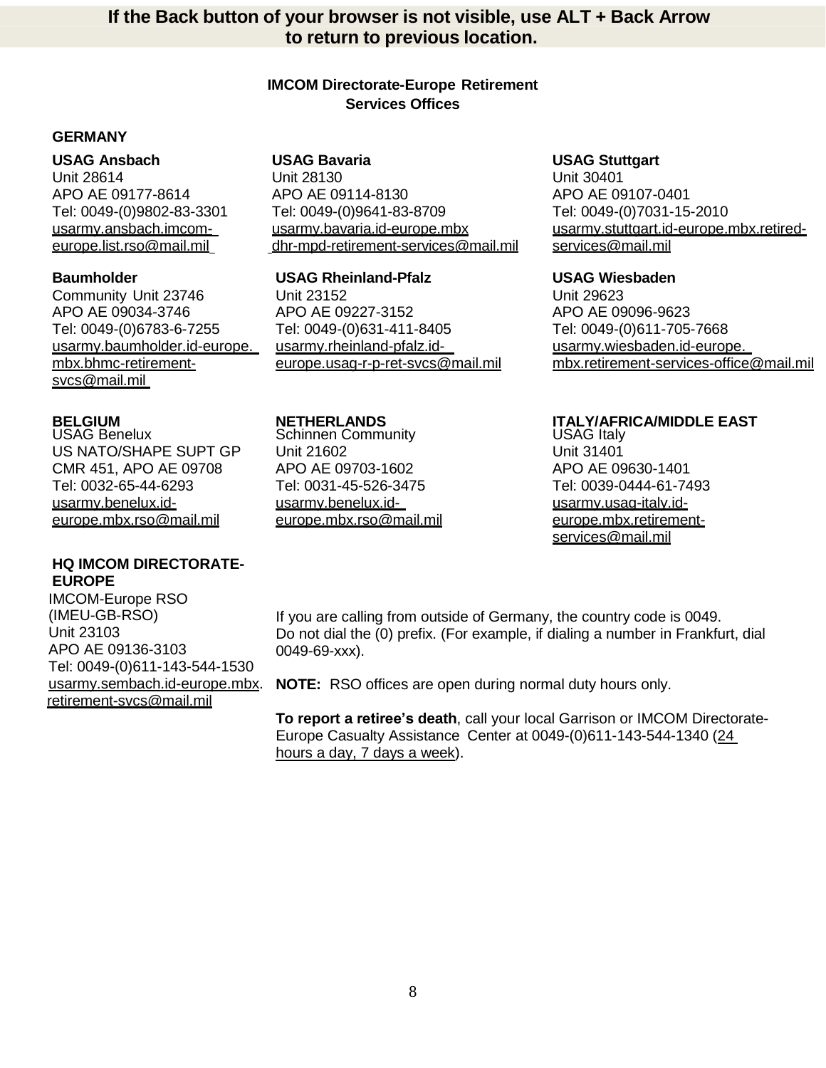**If the Back button of your browser is not visible, use ALT + Back Arrow to return to previous location.**

## IMCOM Directorate-Europe Retirement Services Offices

### GERMANY

**USAG Ansbach**
Unit 28614
APO AE 09177-8614
Tel: 0049-(0)9802-83-3301
usarmy.ansbach.imcom-europe.list.rso@mail.mil

**USAG Bavaria**
Unit 28130
APO AE 09114-8130
Tel: 0049-(0)9641-83-8709
usarmy.bavaria.id-europe.mbx dhr-mpd-retirement-services@mail.mil

**USAG Stuttgart**
Unit 30401
APO AE 09107-0401
Tel: 0049-(0)7031-15-2010
usarmy.stuttgart.id-europe.mbx.retired-services@mail.mil

**Baumholder**
Community Unit 23746
APO AE 09034-3746
Tel: 0049-(0)6783-6-7255
usarmy.baumholder.id-europe.mbx.bhmc-retirement-svcs@mail.mil

**USAG Rheinland-Pfalz**
Unit 23152
APO AE 09227-3152
Tel: 0049-(0)631-411-8405
usarmy.rheinland-pfalz.id-europe.usag-r-p-ret-svcs@mail.mil

**USAG Wiesbaden**
Unit 29623
APO AE 09096-9623
Tel: 0049-(0)611-705-7668
usarmy.wiesbaden.id-europe.mbx.retirement-services-office@mail.mil

### BELGIUM

USAG Benelux
US NATO/SHAPE SUPT GP
CMR 451, APO AE 09708
Tel: 0032-65-44-6293
usarmy.benelux.id-europe.mbx.rso@mail.mil

### NETHERLANDS

Schinnen Community
Unit 21602
APO AE 09703-1602
Tel: 0031-45-526-3475
usarmy.benelux.id-europe.mbx.rso@mail.mil

### ITALY/AFRICA/MIDDLE EAST

USAG Italy
Unit 31401
APO AE 09630-1401
Tel: 0039-0444-61-7493
usarmy.usag-italy.id-europe.mbx.retirement-services@mail.mil

### HQ IMCOM DIRECTORATE-EUROPE

IMCOM-Europe RSO
(IMEU-GB-RSO)
Unit 23103
APO AE 09136-3103
Tel: 0049-(0)611-143-544-1530
usarmy.sembach.id-europe.mbx.retirement-svcs@mail.mil

If you are calling from outside of Germany, the country code is 0049. Do not dial the (0) prefix. (For example, if dialing a number in Frankfurt, dial 0049-69-xxx).

**NOTE:** RSO offices are open during normal duty hours only.

**To report a retiree's death**, call your local Garrison or IMCOM Directorate-Europe Casualty Assistance Center at 0049-(0)611-143-544-1340 (24 hours a day, 7 days a week).